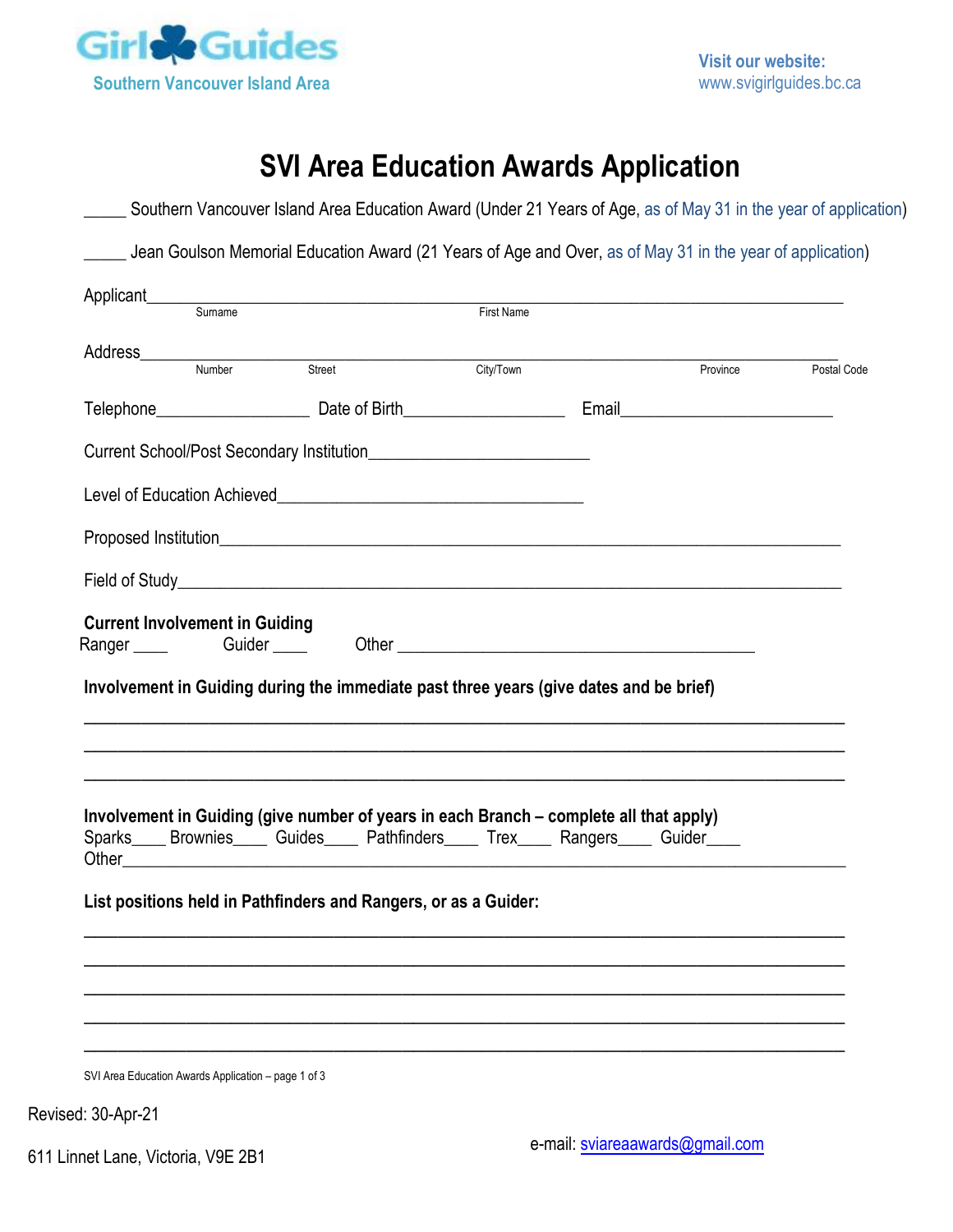Girl Guides
Southern Vancouver Island Area

Visit our website:
www.svigirlguides.bc.ca

# SVI Area Education Awards Application

_____ Southern Vancouver Island Area Education Award (Under 21 Years of Age, as of May 31 in the year of application)

_____ Jean Goulson Memorial Education Award (21 Years of Age and Over, as of May 31 in the year of application)

Applicant________________________________________________________________
Surname First Name

Address__________________________________________________________________
Number Street City/Town Province Postal Code

Telephone__________________ Date of Birth__________________ Email________________________

Current School/Post Secondary Institution________________________

Level of Education Achieved__________________________________

Proposed Institution______________________________________________________________

Field of Study___________________________________________________________________

**Current Involvement in Guiding**

Ranger ____ Guider ____ Other ________________________________________

**Involvement in Guiding during the immediate past three years (give dates and be brief)**

_____________________________________________________________________________

_____________________________________________________________________________

_____________________________________________________________________________

**Involvement in Guiding (give number of years in each Branch – complete all that apply)**

Sparks____ Brownies____ Guides____ Pathfinders____ Trex____ Rangers____ Guider____

Other____________________________________________________________________________

**List positions held in Pathfinders and Rangers, or as a Guider:**

_____________________________________________________________________________

_____________________________________________________________________________

_____________________________________________________________________________

_____________________________________________________________________________

_____________________________________________________________________________

Revised: 30-Apr-21

611 Linnet Lane, Victoria, V9E 2B1

e-mail: sviareaawards@gmail.com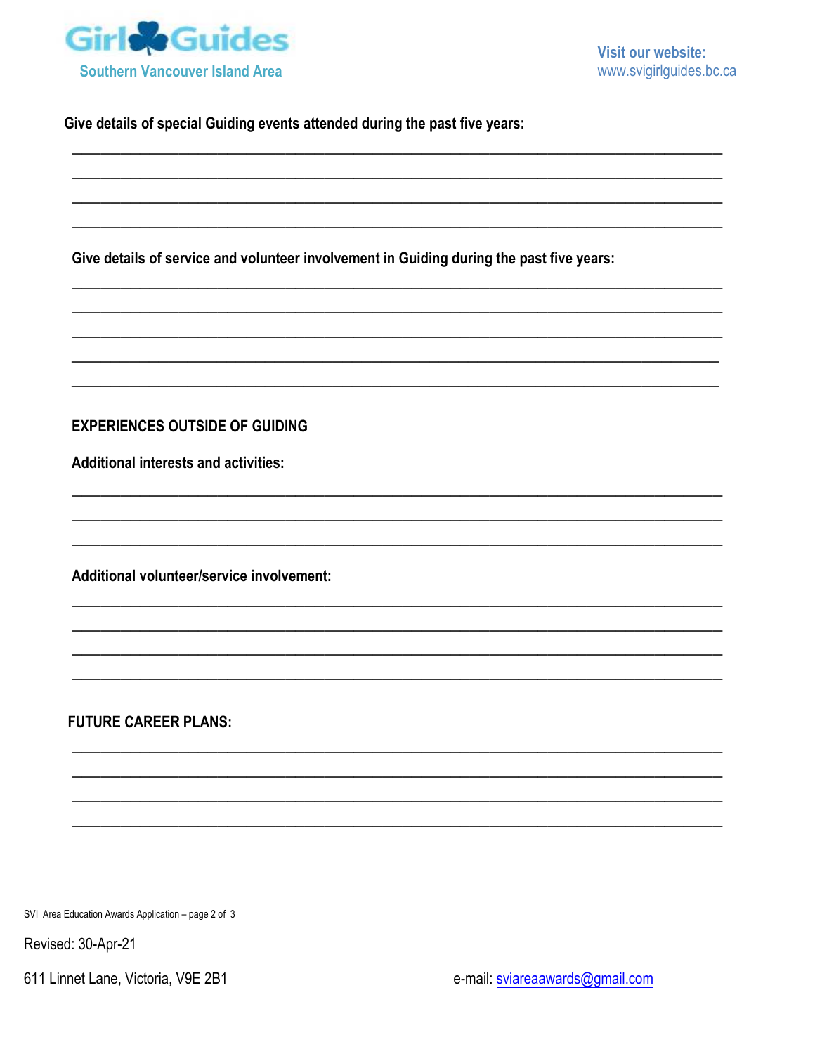Give details of special Guiding events attended during the past five years:

\_\_\_\_\_\_\_\_\_\_\_\_\_\_\_\_\_\_\_\_\_\_\_\_\_\_\_\_\_\_\_\_\_\_\_\_\_\_\_\_\_\_\_\_\_\_\_\_\_\_\_\_\_\_\_\_\_\_\_\_\_\_\_\_\_\_\_\_\_\_\_\_\_\_\_\_

\_\_\_\_\_\_\_\_\_\_\_\_\_\_\_\_\_\_\_\_\_\_\_\_\_\_\_\_\_\_\_\_\_\_\_\_\_\_\_\_\_\_\_\_\_\_\_\_\_\_\_\_\_\_\_\_\_\_\_\_\_\_\_\_\_\_\_\_\_\_\_\_\_\_\_\_

\_\_\_\_\_\_\_\_\_\_\_\_\_\_\_\_\_\_\_\_\_\_\_\_\_\_\_\_\_\_\_\_\_\_\_\_\_\_\_\_\_\_\_\_\_\_\_\_\_\_\_\_\_\_\_\_\_\_\_\_\_\_\_\_\_\_\_\_\_\_\_\_\_\_\_\_

\_\_\_\_\_\_\_\_\_\_\_\_\_\_\_\_\_\_\_\_\_\_\_\_\_\_\_\_\_\_\_\_\_\_\_\_\_\_\_\_\_\_\_\_\_\_\_\_\_\_\_\_\_\_\_\_\_\_\_\_\_\_\_\_\_\_\_\_\_\_\_\_\_\_\_\_

Give details of service and volunteer involvement in Guiding during the past five years:

\_\_\_\_\_\_\_\_\_\_\_\_\_\_\_\_\_\_\_\_\_\_\_\_\_\_\_\_\_\_\_\_\_\_\_\_\_\_\_\_\_\_\_\_\_\_\_\_\_\_\_\_\_\_\_\_\_\_\_\_\_\_\_\_\_\_\_\_\_\_\_\_\_\_\_\_

\_\_\_\_\_\_\_\_\_\_\_\_\_\_\_\_\_\_\_\_\_\_\_\_\_\_\_\_\_\_\_\_\_\_\_\_\_\_\_\_\_\_\_\_\_\_\_\_\_\_\_\_\_\_\_\_\_\_\_\_\_\_\_\_\_\_\_\_\_\_\_\_\_\_\_\_

\_\_\_\_\_\_\_\_\_\_\_\_\_\_\_\_\_\_\_\_\_\_\_\_\_\_\_\_\_\_\_\_\_\_\_\_\_\_\_\_\_\_\_\_\_\_\_\_\_\_\_\_\_\_\_\_\_\_\_\_\_\_\_\_\_\_\_\_\_\_\_\_\_\_\_\_

\_\_\_\_\_\_\_\_\_\_\_\_\_\_\_\_\_\_\_\_\_\_\_\_\_\_\_\_\_\_\_\_\_\_\_\_\_\_\_\_\_\_\_\_\_\_\_\_\_\_\_\_\_\_\_\_\_\_\_\_\_\_\_\_\_\_\_\_\_\_\_\_\_\_\_\_

\_\_\_\_\_\_\_\_\_\_\_\_\_\_\_\_\_\_\_\_\_\_\_\_\_\_\_\_\_\_\_\_\_\_\_\_\_\_\_\_\_\_\_\_\_\_\_\_\_\_\_\_\_\_\_\_\_\_\_\_\_\_\_\_\_\_\_\_\_\_\_\_\_\_\_\_

## EXPERIENCES OUTSIDE OF GUIDING

Additional interests and activities:

\_\_\_\_\_\_\_\_\_\_\_\_\_\_\_\_\_\_\_\_\_\_\_\_\_\_\_\_\_\_\_\_\_\_\_\_\_\_\_\_\_\_\_\_\_\_\_\_\_\_\_\_\_\_\_\_\_\_\_\_\_\_\_\_\_\_\_\_\_\_\_\_\_\_\_\_

\_\_\_\_\_\_\_\_\_\_\_\_\_\_\_\_\_\_\_\_\_\_\_\_\_\_\_\_\_\_\_\_\_\_\_\_\_\_\_\_\_\_\_\_\_\_\_\_\_\_\_\_\_\_\_\_\_\_\_\_\_\_\_\_\_\_\_\_\_\_\_\_\_\_\_\_

\_\_\_\_\_\_\_\_\_\_\_\_\_\_\_\_\_\_\_\_\_\_\_\_\_\_\_\_\_\_\_\_\_\_\_\_\_\_\_\_\_\_\_\_\_\_\_\_\_\_\_\_\_\_\_\_\_\_\_\_\_\_\_\_\_\_\_\_\_\_\_\_\_\_\_\_

Additional volunteer/service involvement:

\_\_\_\_\_\_\_\_\_\_\_\_\_\_\_\_\_\_\_\_\_\_\_\_\_\_\_\_\_\_\_\_\_\_\_\_\_\_\_\_\_\_\_\_\_\_\_\_\_\_\_\_\_\_\_\_\_\_\_\_\_\_\_\_\_\_\_\_\_\_\_\_\_\_\_\_

\_\_\_\_\_\_\_\_\_\_\_\_\_\_\_\_\_\_\_\_\_\_\_\_\_\_\_\_\_\_\_\_\_\_\_\_\_\_\_\_\_\_\_\_\_\_\_\_\_\_\_\_\_\_\_\_\_\_\_\_\_\_\_\_\_\_\_\_\_\_\_\_\_\_\_\_

\_\_\_\_\_\_\_\_\_\_\_\_\_\_\_\_\_\_\_\_\_\_\_\_\_\_\_\_\_\_\_\_\_\_\_\_\_\_\_\_\_\_\_\_\_\_\_\_\_\_\_\_\_\_\_\_\_\_\_\_\_\_\_\_\_\_\_\_\_\_\_\_\_\_\_\_

\_\_\_\_\_\_\_\_\_\_\_\_\_\_\_\_\_\_\_\_\_\_\_\_\_\_\_\_\_\_\_\_\_\_\_\_\_\_\_\_\_\_\_\_\_\_\_\_\_\_\_\_\_\_\_\_\_\_\_\_\_\_\_\_\_\_\_\_\_\_\_\_\_\_\_\_

## FUTURE CAREER PLANS:

\_\_\_\_\_\_\_\_\_\_\_\_\_\_\_\_\_\_\_\_\_\_\_\_\_\_\_\_\_\_\_\_\_\_\_\_\_\_\_\_\_\_\_\_\_\_\_\_\_\_\_\_\_\_\_\_\_\_\_\_\_\_\_\_\_\_\_\_\_\_\_\_\_\_\_\_

\_\_\_\_\_\_\_\_\_\_\_\_\_\_\_\_\_\_\_\_\_\_\_\_\_\_\_\_\_\_\_\_\_\_\_\_\_\_\_\_\_\_\_\_\_\_\_\_\_\_\_\_\_\_\_\_\_\_\_\_\_\_\_\_\_\_\_\_\_\_\_\_\_\_\_\_

\_\_\_\_\_\_\_\_\_\_\_\_\_\_\_\_\_\_\_\_\_\_\_\_\_\_\_\_\_\_\_\_\_\_\_\_\_\_\_\_\_\_\_\_\_\_\_\_\_\_\_\_\_\_\_\_\_\_\_\_\_\_\_\_\_\_\_\_\_\_\_\_\_\_\_\_

\_\_\_\_\_\_\_\_\_\_\_\_\_\_\_\_\_\_\_\_\_\_\_\_\_\_\_\_\_\_\_\_\_\_\_\_\_\_\_\_\_\_\_\_\_\_\_\_\_\_\_\_\_\_\_\_\_\_\_\_\_\_\_\_\_\_\_\_\_\_\_\_\_\_\_\_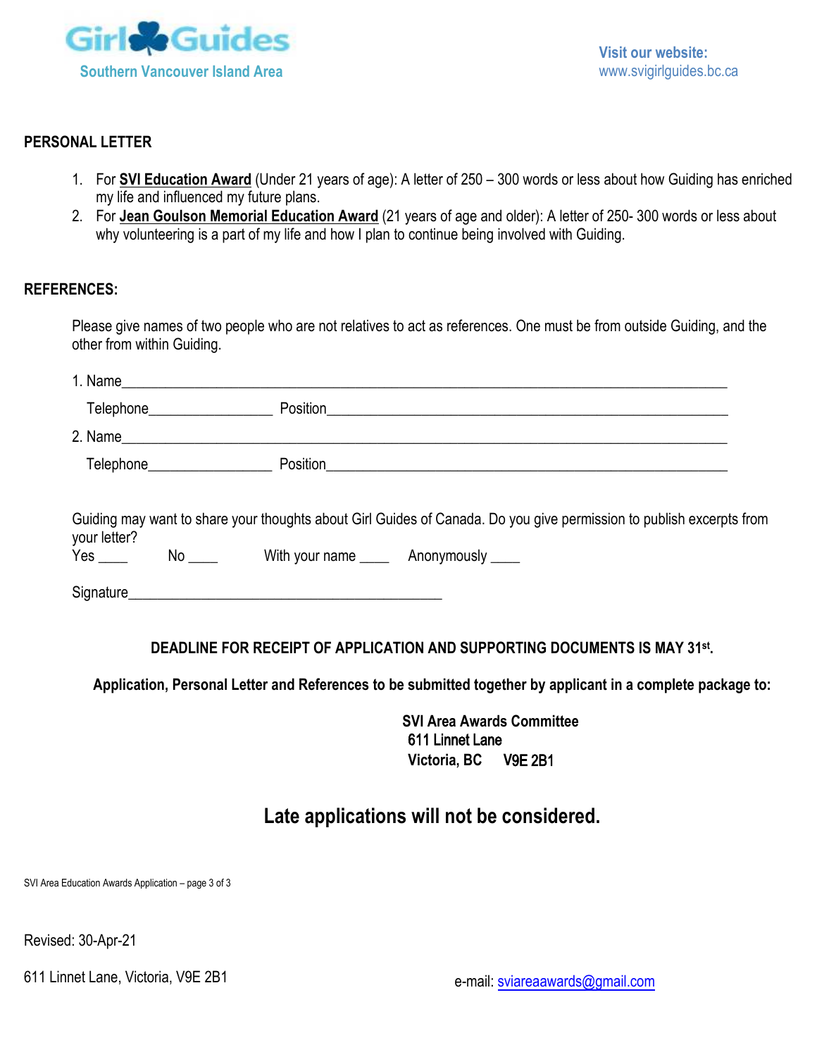Girl Guides
Southern Vancouver Island Area

Visit our website:
www.svigirlguides.bc.ca

## PERSONAL LETTER

1. For **SVI Education Award** (Under 21 years of age): A letter of 250 – 300 words or less about how Guiding has enriched my life and influenced my future plans.
2. For **Jean Goulson Memorial Education Award** (21 years of age and older): A letter of 250- 300 words or less about why volunteering is a part of my life and how I plan to continue being involved with Guiding.

## REFERENCES:

Please give names of two people who are not relatives to act as references. One must be from outside Guiding, and the other from within Guiding.

1. Name\_\_\_\_\_\_\_\_\_\_\_\_\_\_\_\_\_\_\_\_\_\_\_\_\_\_\_\_\_\_\_\_\_\_\_\_\_\_\_\_\_\_\_\_\_\_\_\_

   Telephone\_\_\_\_\_\_\_\_\_\_\_\_\_\_\_\_ Position\_\_\_\_\_\_\_\_\_\_\_\_\_\_\_\_\_\_\_\_\_\_\_\_\_\_\_\_\_\_\_\_

2. Name\_\_\_\_\_\_\_\_\_\_\_\_\_\_\_\_\_\_\_\_\_\_\_\_\_\_\_\_\_\_\_\_\_\_\_\_\_\_\_\_\_\_\_\_\_\_\_\_

   Telephone\_\_\_\_\_\_\_\_\_\_\_\_\_\_\_\_ Position\_\_\_\_\_\_\_\_\_\_\_\_\_\_\_\_\_\_\_\_\_\_\_\_\_\_\_\_\_\_\_\_

Guiding may want to share your thoughts about Girl Guides of Canada. Do you give permission to publish excerpts from your letter?

Yes \_\_\_\_ No \_\_\_\_ With your name \_\_\_\_ Anonymously \_\_\_\_

Signature\_\_\_\_\_\_\_\_\_\_\_\_\_\_\_\_\_\_\_\_\_\_\_\_\_\_\_\_\_\_\_\_\_\_\_\_\_\_\_\_

**DEADLINE FOR RECEIPT OF APPLICATION AND SUPPORTING DOCUMENTS IS MAY 31st.**

**Application, Personal Letter and References to be submitted together by applicant in a complete package to:**

**SVI Area Awards Committee**
**611 Linnet Lane**
**Victoria, BC V9E 2B1**

## Late applications will not be considered.

Revised: 30-Apr-21

611 Linnet Lane, Victoria, V9E 2B1

e-mail: sviareaawards@gmail.com